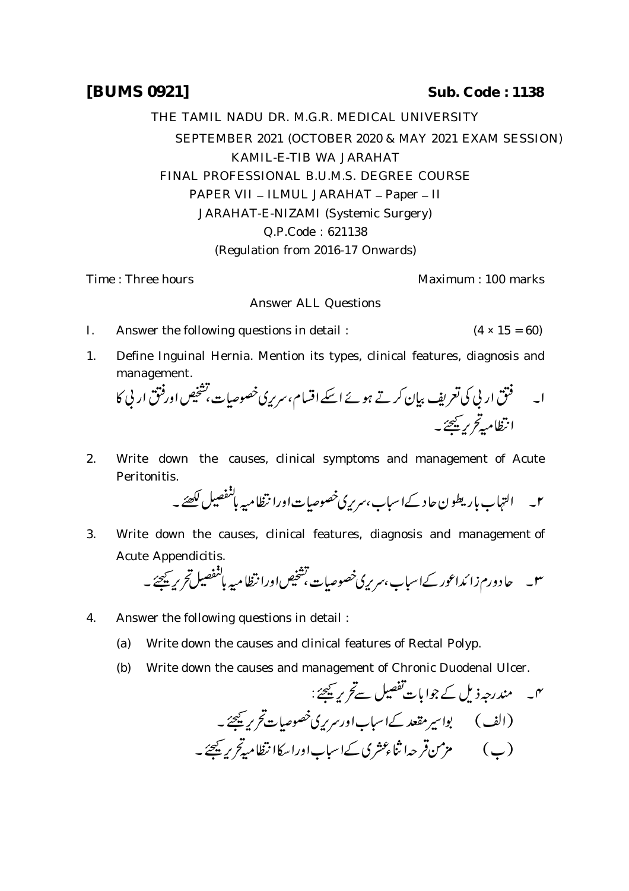**[BUMS 0921]** **Sub. Code : 1138**

THE TAMIL NADU DR. M.G.R. MEDICAL UNIVERSITY

SEPTEMBER 2021 (OCTOBER 2020 & MAY 2021 EXAM SESSION)

KAMIL-E-TIB WA JARAHAT

FINAL PROFESSIONAL B.U.M.S. DEGREE COURSE

PAPER VII – ILMUL JARAHAT – Paper – II

JARAHAT-E-NIZAMI (Systemic Surgery)

Q.P.Code : 621138

(Regulation from 2016-17 Onwards)

Time : Three hours Maximum : 100 marks

Answer ALL Questions

I. Answer the following questions in detail : (4 × 15 = 60)

1. Define Inguinal Hernia. Mention its types, clinical features, diagnosis and management.

۱۔ فتق اربی کی تعریف بیان کرتے ہوئے اسکے اقسام، سریری خصوصیات، تشخیص اور فتق اربی کا انتظامیہ تحریر کیجئے۔

2. Write down the causes, clinical symptoms and management of Acute Peritonitis.

۲۔ التہاب باریطون حاد کے اسباب، سریری خصوصیات اور انتظامیہ بالتفصیل لکھئے۔

3. Write down the causes, clinical features, diagnosis and management of Acute Appendicitis.

۳۔ حاد ورم زائدا عور کے اسباب، سریری خصوصیات، تشخیص اور انتظامیہ بالتفصیل تحریر کیجئے۔

4. Answer the following questions in detail :

   (a) Write down the causes and clinical features of Rectal Polyp.

   (b) Write down the causes and management of Chronic Duodenal Ulcer.

۴۔ مندرجہ ذیل کے جوابات تفصیل سے تحریر کیجئے:

(الف) بواسیر مقعد کے اسباب اور سریری خصوصیات تحریر کیجئے۔

(ب) مزمن قرحہ اثناعشری کے اسباب اور اسکا انتظامیہ تحریر کیجئے۔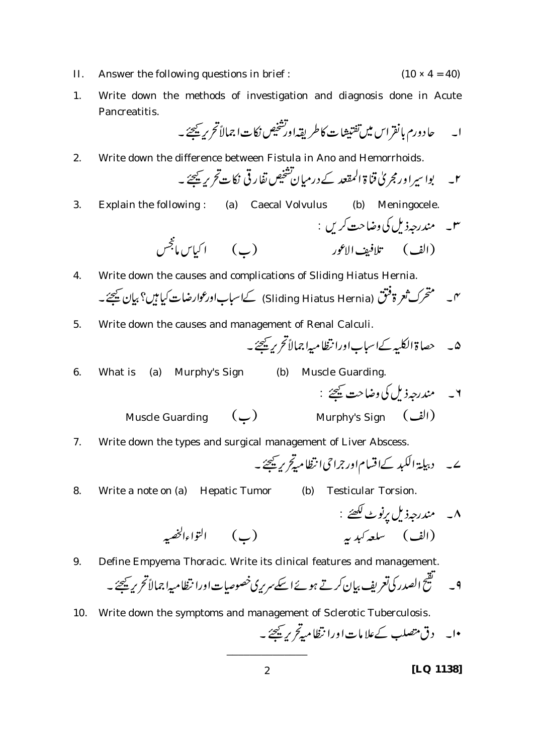II. Answer the following questions in brief : (10 × 4 = 40)

1. Write down the methods of investigation and diagnosis done in Acute Pancreatitis.

۱۔ حادورم بانقراس میں تفتیشات کا طریقہ اور تشخیص نکات اجمالاً تحریر کیجئے۔

2. Write down the difference between Fistula in Ano and Hemorrhoids.

۲۔ بواسیر اور مجریٰ قناۃ المقعد کے درمیان تشخیص تفارقی نکات تحریر کیجئے۔

3. Explain the following : (a) Caecal Volvulus (b) Meningocele.

۳۔ مندرجہ ذیل کی وضاحت کریں :

(الف) تلافیف الاعور (ب) اکیاس مانجس

4. Write down the causes and complications of Sliding Hiatus Hernia.

۴۔ متحرک ثغرۃ فتق (Sliding Hiatus Hernia) کے اسباب اور عوارضات کیا ہیں؟ بیان کیجئے۔

5. Write down the causes and management of Renal Calculi.

۵۔ حصاۃ الکلیہ کے اسباب اور انتظامیہ اجمالاً تحریر کیجئے۔

6. What is (a) Murphy's Sign (b) Muscle Guarding.

۶۔ مندرجہ ذیل کی وضاحت کیجئے :

(الف) Murphy's Sign (ب) Muscle Guarding

7. Write down the types and surgical management of Liver Abscess.

۷۔ دبیلۃ الکبد کے اقسام اور جراحی انتظامیہ تحریر کیجئے۔

8. Write a note on (a) Hepatic Tumor (b) Testicular Torsion.

۸۔ مندرجہ ذیل پر نوٹ لکھئے :

(الف) سلعہ کبدیہ (ب) التواء الخصیہ

9. Define Empyema Thoracic. Write its clinical features and management.

۹۔ تقیح الصدر کی تعریف بیان کرتے ہوئے اسکے سریری خصوصیات اور انتظامیہ اجمالاً تحریر کیجئے۔

10. Write down the symptoms and management of Sclerotic Tuberculosis.

۱۰۔ دق متصلب کے علامات اور انتظامیہ تحریر کیجئے۔

[LQ 1138]